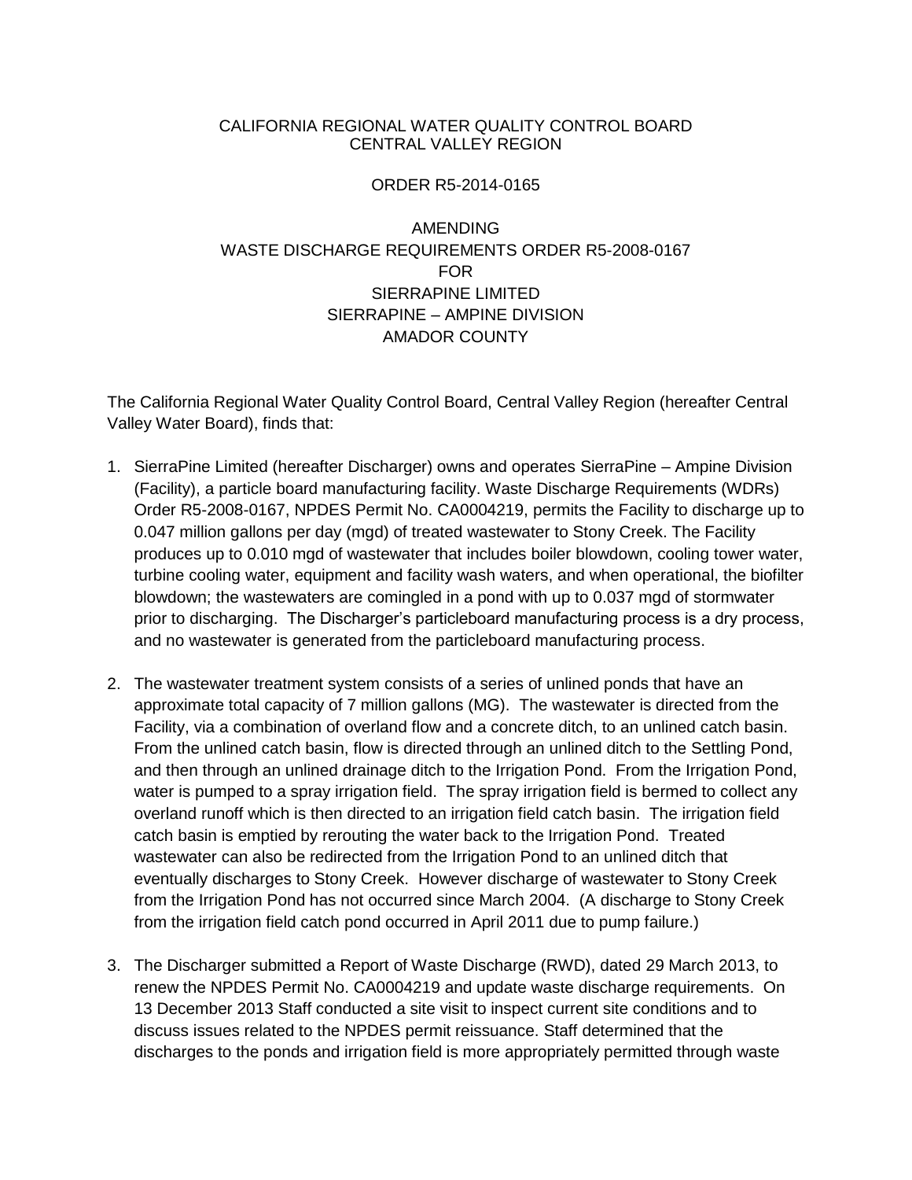CALIFORNIA REGIONAL WATER QUALITY CONTROL BOARD
CENTRAL VALLEY REGION

ORDER R5-2014-0165

AMENDING
WASTE DISCHARGE REQUIREMENTS ORDER R5-2008-0167
FOR
SIERRAPINE LIMITED
SIERRAPINE – AMPINE DIVISION
AMADOR COUNTY

The California Regional Water Quality Control Board, Central Valley Region (hereafter Central Valley Water Board), finds that:

1. SierraPine Limited (hereafter Discharger) owns and operates SierraPine – Ampine Division (Facility), a particle board manufacturing facility. Waste Discharge Requirements (WDRs) Order R5-2008-0167, NPDES Permit No. CA0004219, permits the Facility to discharge up to 0.047 million gallons per day (mgd) of treated wastewater to Stony Creek. The Facility produces up to 0.010 mgd of wastewater that includes boiler blowdown, cooling tower water, turbine cooling water, equipment and facility wash waters, and when operational, the biofilter blowdown; the wastewaters are comingled in a pond with up to 0.037 mgd of stormwater prior to discharging. The Discharger's particleboard manufacturing process is a dry process, and no wastewater is generated from the particleboard manufacturing process.

2. The wastewater treatment system consists of a series of unlined ponds that have an approximate total capacity of 7 million gallons (MG). The wastewater is directed from the Facility, via a combination of overland flow and a concrete ditch, to an unlined catch basin. From the unlined catch basin, flow is directed through an unlined ditch to the Settling Pond, and then through an unlined drainage ditch to the Irrigation Pond. From the Irrigation Pond, water is pumped to a spray irrigation field. The spray irrigation field is bermed to collect any overland runoff which is then directed to an irrigation field catch basin. The irrigation field catch basin is emptied by rerouting the water back to the Irrigation Pond. Treated wastewater can also be redirected from the Irrigation Pond to an unlined ditch that eventually discharges to Stony Creek. However discharge of wastewater to Stony Creek from the Irrigation Pond has not occurred since March 2004. (A discharge to Stony Creek from the irrigation field catch pond occurred in April 2011 due to pump failure.)

3. The Discharger submitted a Report of Waste Discharge (RWD), dated 29 March 2013, to renew the NPDES Permit No. CA0004219 and update waste discharge requirements. On 13 December 2013 Staff conducted a site visit to inspect current site conditions and to discuss issues related to the NPDES permit reissuance. Staff determined that the discharges to the ponds and irrigation field is more appropriately permitted through waste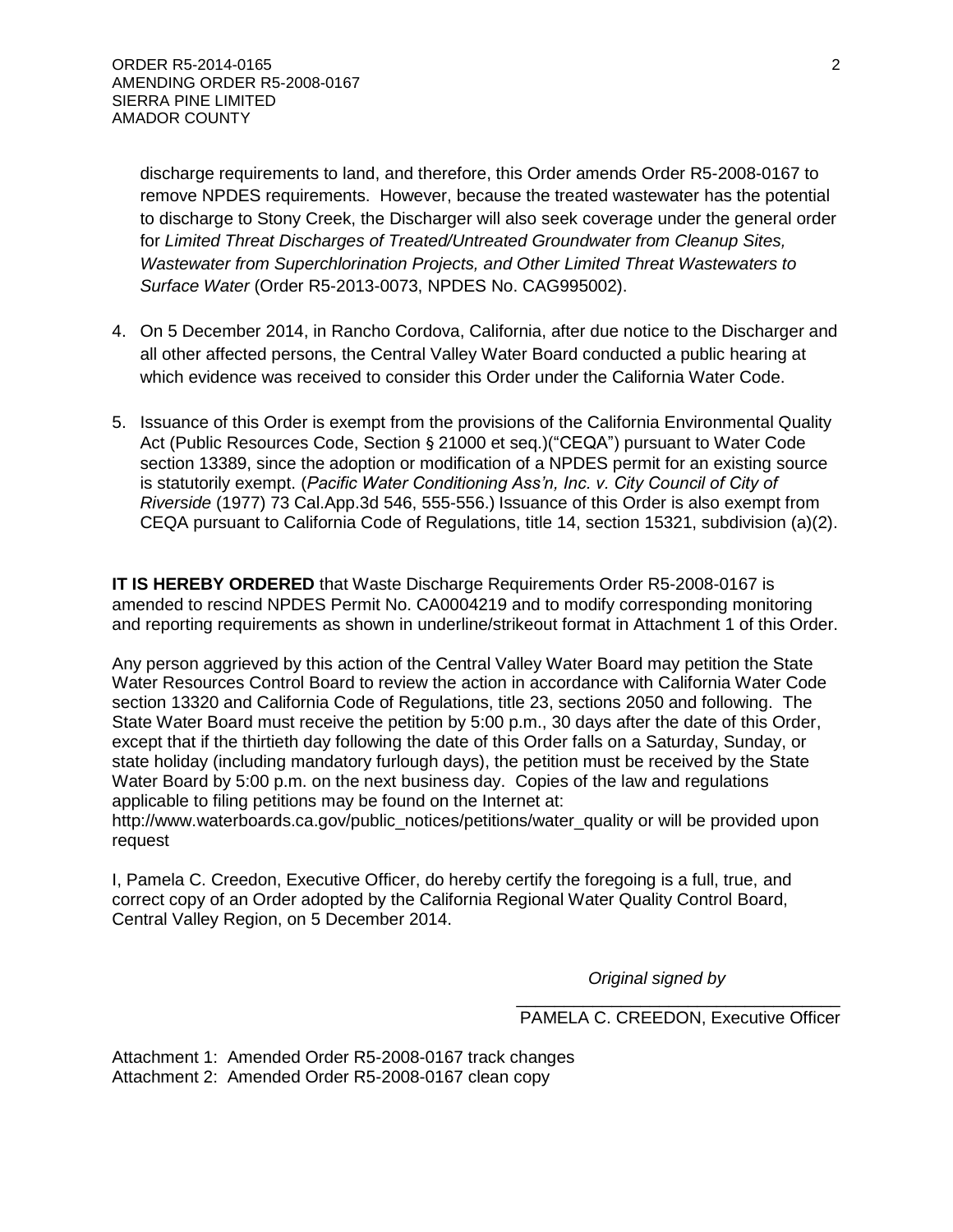discharge requirements to land, and therefore, this Order amends Order R5-2008-0167 to remove NPDES requirements. However, because the treated wastewater has the potential to discharge to Stony Creek, the Discharger will also seek coverage under the general order for *Limited Threat Discharges of Treated/Untreated Groundwater from Cleanup Sites, Wastewater from Superchlorination Projects, and Other Limited Threat Wastewaters to Surface Water* (Order R5-2013-0073, NPDES No. CAG995002).

4. On 5 December 2014, in Rancho Cordova, California, after due notice to the Discharger and all other affected persons, the Central Valley Water Board conducted a public hearing at which evidence was received to consider this Order under the California Water Code.

5. Issuance of this Order is exempt from the provisions of the California Environmental Quality Act (Public Resources Code, Section § 21000 et seq.)("CEQA") pursuant to Water Code section 13389, since the adoption or modification of a NPDES permit for an existing source is statutorily exempt. (*Pacific Water Conditioning Ass'n, Inc. v. City Council of City of Riverside* (1977) 73 Cal.App.3d 546, 555-556.) Issuance of this Order is also exempt from CEQA pursuant to California Code of Regulations, title 14, section 15321, subdivision (a)(2).

**IT IS HEREBY ORDERED** that Waste Discharge Requirements Order R5-2008-0167 is amended to rescind NPDES Permit No. CA0004219 and to modify corresponding monitoring and reporting requirements as shown in underline/strikeout format in Attachment 1 of this Order.

Any person aggrieved by this action of the Central Valley Water Board may petition the State Water Resources Control Board to review the action in accordance with California Water Code section 13320 and California Code of Regulations, title 23, sections 2050 and following. The State Water Board must receive the petition by 5:00 p.m., 30 days after the date of this Order, except that if the thirtieth day following the date of this Order falls on a Saturday, Sunday, or state holiday (including mandatory furlough days), the petition must be received by the State Water Board by 5:00 p.m. on the next business day. Copies of the law and regulations applicable to filing petitions may be found on the Internet at: http://www.waterboards.ca.gov/public_notices/petitions/water_quality or will be provided upon request

I, Pamela C. Creedon, Executive Officer, do hereby certify the foregoing is a full, true, and correct copy of an Order adopted by the California Regional Water Quality Control Board, Central Valley Region, on 5 December 2014.

*Original signed by*

PAMELA C. CREEDON, Executive Officer

Attachment 1: Amended Order R5-2008-0167 track changes
Attachment 2: Amended Order R5-2008-0167 clean copy